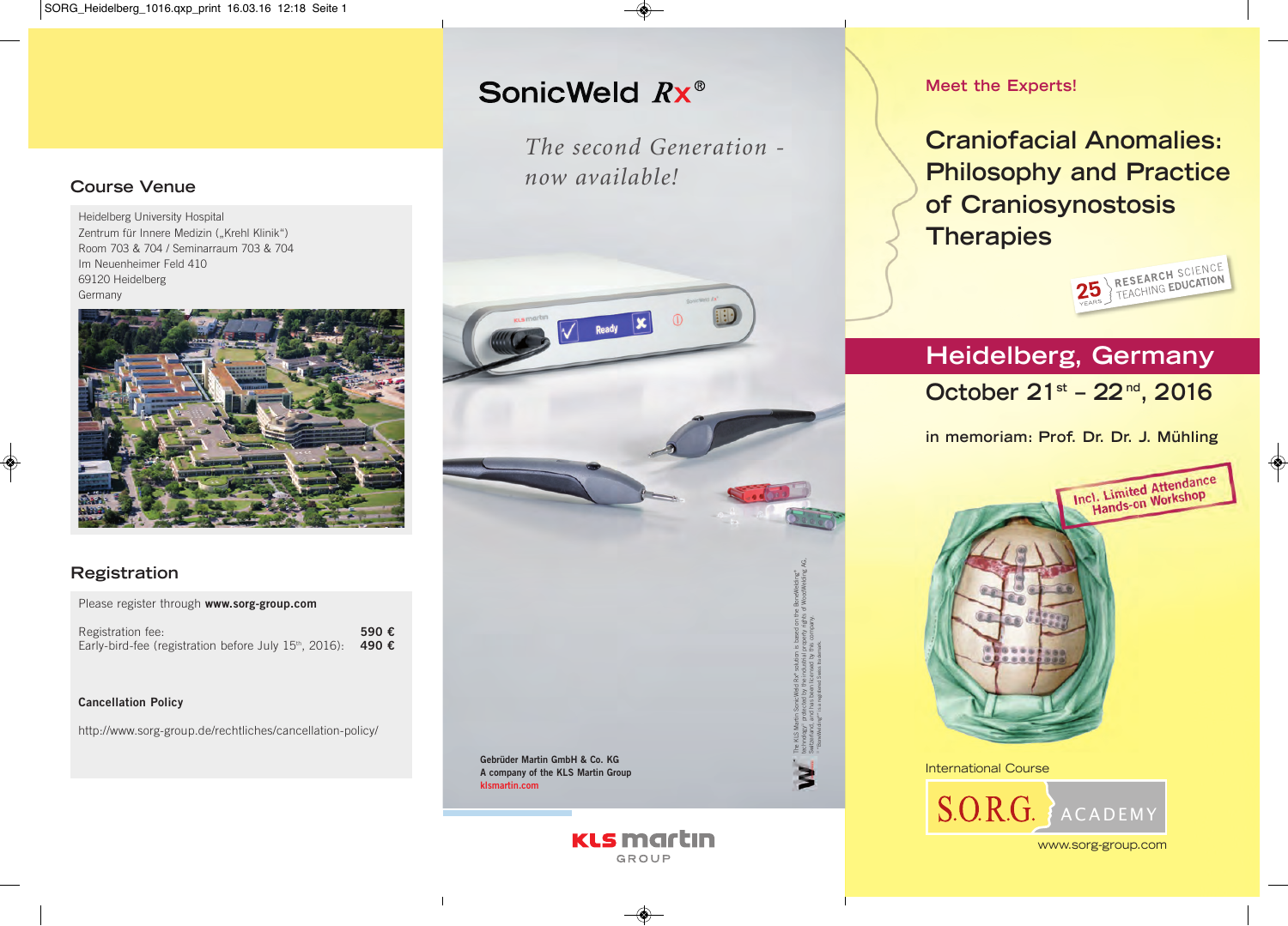## Course Venue

Heidelberg University Hospital
Zentrum für Innere Medizin („Krehl Klinik")
Room 703 & 704 / Seminarraum 703 & 704
Im Neuenheimer Feld 410
69120 Heidelberg
Germany

## Registration

Please register through **www.sorg-group.com**

| | |
|---|---|
| Registration fee: | **590 €** |
| Early-bird-fee (registration before July 15th, 2016): | **490 €** |

**Cancellation Policy**

http://www.sorg-group.de/rechtliches/cancellation-policy/

# SonicWeld Rx®

*The second Generation - now available!*

The KLS Martin SonicWeld Rx® solution is based on the BoneWelding® technology\* protected by the industrial property rights of WoodWelding AG, Switzerland, and has been licensed by this company.
\* BoneWelding® is a registered Swiss trademark.

**Gebrüder Martin GmbH & Co. KG**
**A company of the KLS Martin Group**
**klsmartin.com**

KLS martin GROUP

**Meet the Experts!**

# Craniofacial Anomalies: Philosophy and Practice of Craniosynostosis Therapies

25 YEARS RESEARCH SCIENCE TEACHING EDUCATION

## Heidelberg, Germany

### October 21st – 22nd, 2016

in memoriam: Prof. Dr. Dr. J. Mühling

**Incl. Limited Attendance Hands-on Workshop**

International Course

S.O.R.G. ACADEMY

www.sorg-group.com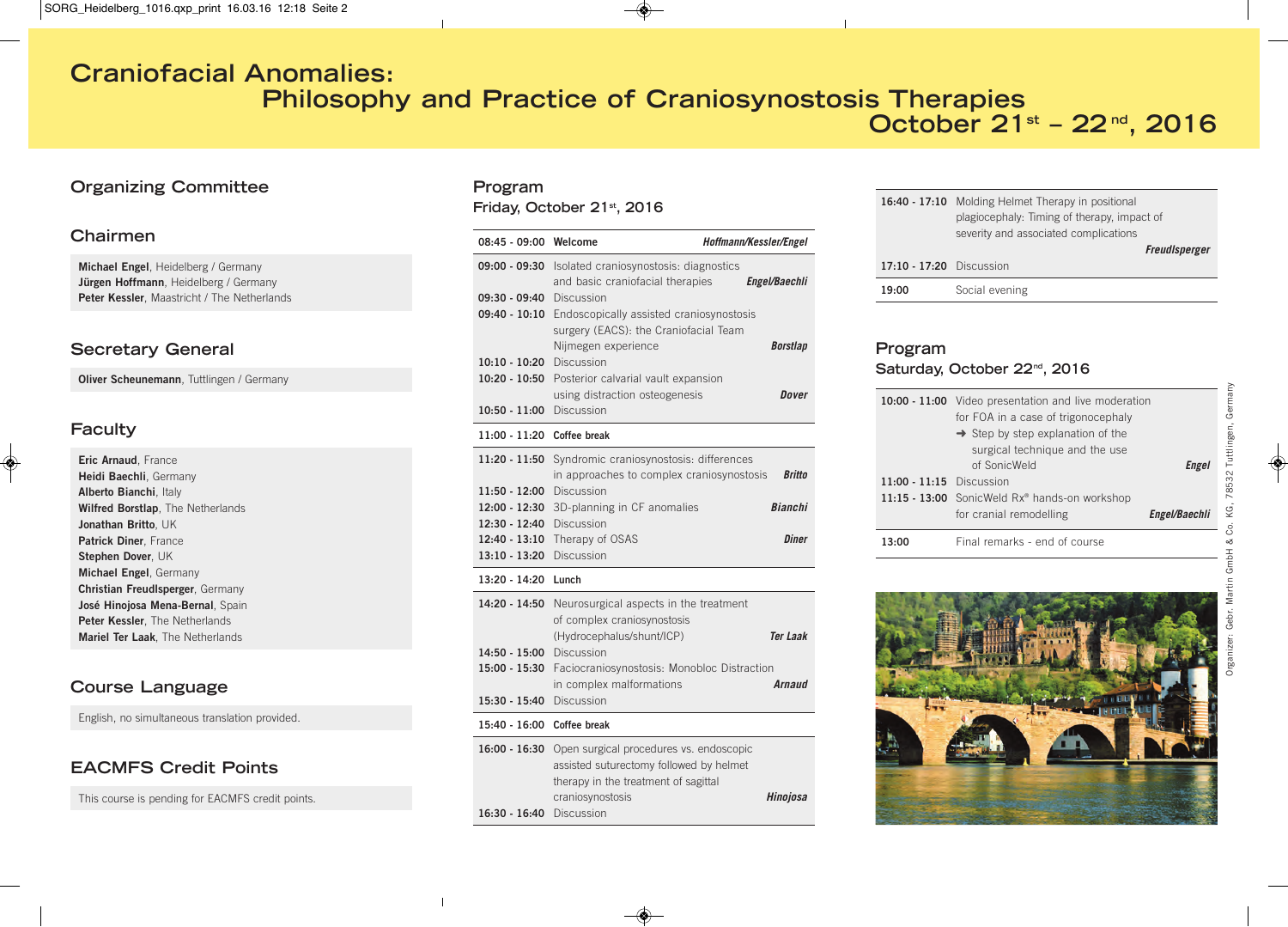# Craniofacial Anomalies:
# Philosophy and Practice of Craniosynostosis Therapies
# October 21st – 22nd, 2016

## Organizing Committee

### Chairmen

**Michael Engel**, Heidelberg / Germany
**Jürgen Hoffmann**, Heidelberg / Germany
**Peter Kessler**, Maastricht / The Netherlands

### Secretary General

**Oliver Scheunemann**, Tuttlingen / Germany

### Faculty

**Eric Arnaud**, France
**Heidi Baechli**, Germany
**Alberto Bianchi**, Italy
**Wilfred Borstlap**, The Netherlands
**Jonathan Britto**, UK
**Patrick Diner**, France
**Stephen Dover**, UK
**Michael Engel**, Germany
**Christian Freudlsperger**, Germany
**José Hinojosa Mena-Bernal**, Spain
**Peter Kessler**, The Netherlands
**Mariel Ter Laak**, The Netherlands

### Course Language

English, no simultaneous translation provided.

### EACMFS Credit Points

This course is pending for EACMFS credit points.

## Program
### Friday, October 21st, 2016

| | | |
|---|---|---|
| 08:45 - 09:00 | **Welcome** | *Hoffmann/Kessler/Engel* |
| 09:00 - 09:30 | Isolated craniosynostosis: diagnostics and basic craniofacial therapies | *Engel/Baechli* |
| 09:30 - 09:40 | Discussion | |
| 09:40 - 10:10 | Endoscopically assisted craniosynostosis surgery (EACS): the Craniofacial Team Nijmegen experience | *Borstlap* |
| 10:10 - 10:20 | Discussion | |
| 10:20 - 10:50 | Posterior calvarial vault expansion using distraction osteogenesis | *Dover* |
| 10:50 - 11:00 | Discussion | |
| 11:00 - 11:20 | **Coffee break** | |
| 11:20 - 11:50 | Syndromic craniosynostosis: differences in approaches to complex craniosynostosis | *Britto* |
| 11:50 - 12:00 | Discussion | |
| 12:00 - 12:30 | 3D-planning in CF anomalies | *Bianchi* |
| 12:30 - 12:40 | Discussion | |
| 12:40 - 13:10 | Therapy of OSAS | *Diner* |
| 13:10 - 13:20 | Discussion | |
| 13:20 - 14:20 | **Lunch** | |
| 14:20 - 14:50 | Neurosurgical aspects in the treatment of complex craniosynostosis (Hydrocephalus/shunt/ICP) | *Ter Laak* |
| 14:50 - 15:00 | Discussion | |
| 15:00 - 15:30 | Faciocraniosynostosis: Monobloc Distraction in complex malformations | *Arnaud* |
| 15:30 - 15:40 | Discussion | |
| 15:40 - 16:00 | **Coffee break** | |
| 16:00 - 16:30 | Open surgical procedures vs. endoscopic assisted suturectomy followed by helmet therapy in the treatment of sagittal craniosynostosis | *Hinojosa* |
| 16:30 - 16:40 | Discussion | |
| 16:40 - 17:10 | Molding Helmet Therapy in positional plagiocephaly: Timing of therapy, impact of severity and associated complications | *Freudlsperger* |
| 17:10 - 17:20 | Discussion | |
| 19:00 | Social evening | |

## Program
### Saturday, October 22nd, 2016

| | | |
|---|---|---|
| 10:00 - 11:00 | Video presentation and live moderation for FOA in a case of trigonocephaly ➜ Step by step explanation of the surgical technique and the use of SonicWeld | *Engel* |
| 11:00 - 11:15 | Discussion | |
| 11:15 - 13:00 | SonicWeld Rx® hands-on workshop for cranial remodelling | *Engel/Baechli* |
| 13:00 | Final remarks - end of course | |

Organizer: Gebr. Martin GmbH & Co. KG, 78532 Tuttlingen, Germany